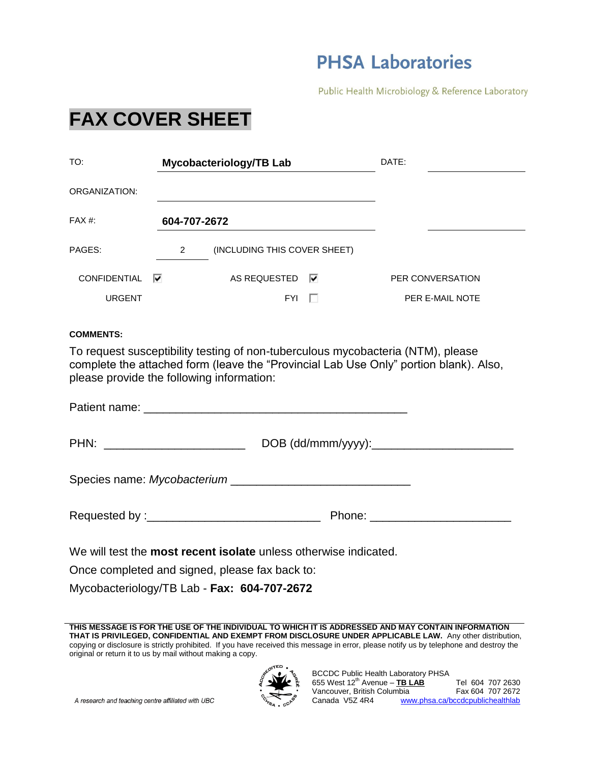**PHSA Laboratories**

Public Health Microbiology & Reference Laboratory

# FAX COVER SHEET

| | | | |
|---|---|---|---|
| TO: | **Mycobacteriology/TB Lab** | DATE: | |
| ORGANIZATION: | | | |
| FAX #: | **604-707-2672** | | |
| PAGES: | 2 (INCLUDING THIS COVER SHEET) | | |

| | | | | | |
|---|---|---|---|---|---|
| CONFIDENTIAL | ☑ | AS REQUESTED | ☑ | PER CONVERSATION | |
| URGENT | | FYI | ☐ | PER E-MAIL NOTE | |

**COMMENTS:**

To request susceptibility testing of non-tuberculous mycobacteria (NTM), please complete the attached form (leave the "Provincial Lab Use Only" portion blank). Also, please provide the following information:

Patient name: ________________________________________

PHN: _____________________ DOB (dd/mmm/yyyy):_____________________

Species name: *Mycobacterium* ___________________________

Requested by :__________________________ Phone: _____________________

We will test the **most recent isolate** unless otherwise indicated.

Once completed and signed, please fax back to:

Mycobacteriology/TB Lab - **Fax: 604-707-2672**

**THIS MESSAGE IS FOR THE USE OF THE INDIVIDUAL TO WHICH IT IS ADDRESSED AND MAY CONTAIN INFORMATION THAT IS PRIVILEGED, CONFIDENTIAL AND EXEMPT FROM DISCLOSURE UNDER APPLICABLE LAW.** Any other distribution, copying or disclosure is strictly prohibited. If you have received this message in error, please notify us by telephone and destroy the original or return it to us by mail without making a copy.

*A research and teaching centre affiliated with UBC*

BCCDC Public Health Laboratory PHSA
655 West 12th Avenue – **TB LAB**
Vancouver, British Columbia
Canada V5Z 4R4

Tel 604 707 2630
Fax 604 707 2672
www.phsa.ca/bccdcpublichealthlab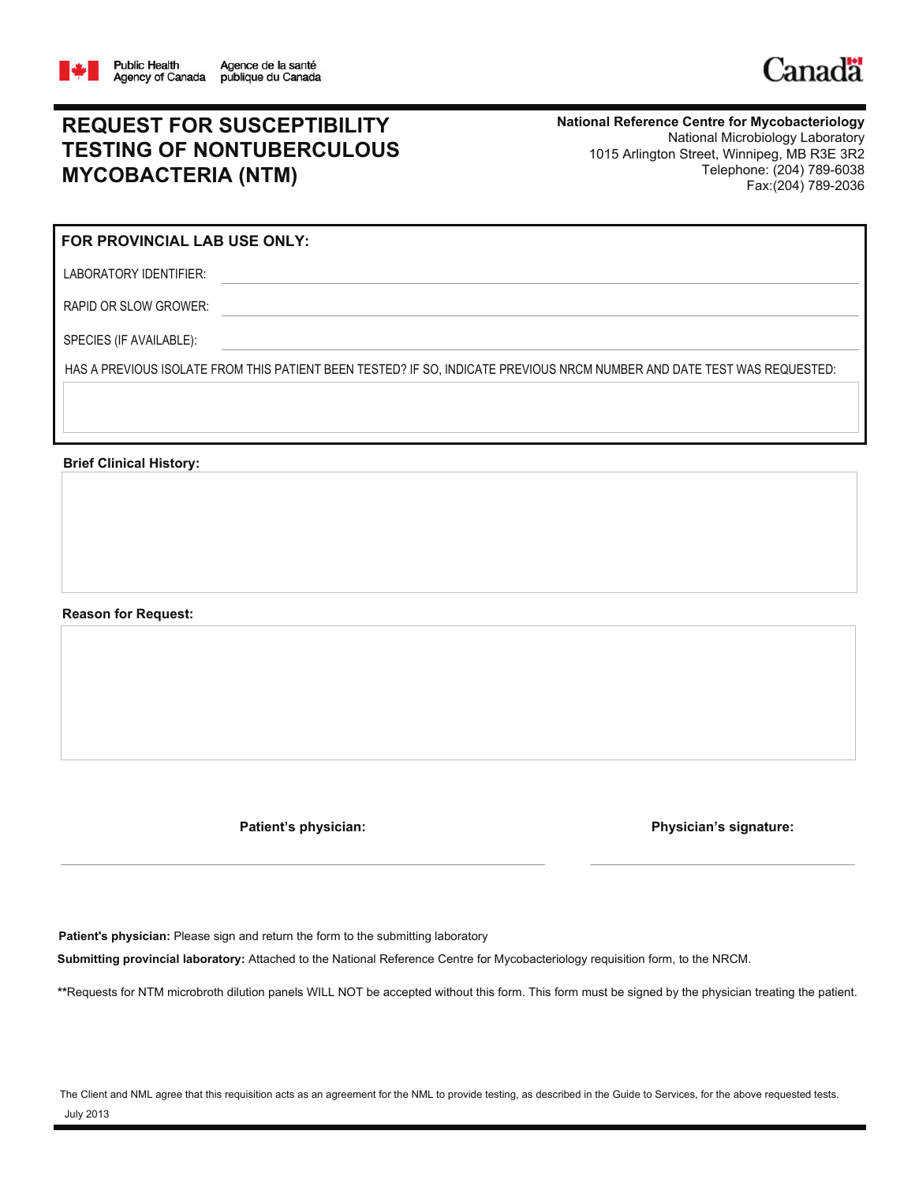Public Health Agency of Canada / Agence de la santé publique du Canada

Canada

# REQUEST FOR SUSCEPTIBILITY TESTING OF NONTUBERCULOUS MYCOBACTERIA (NTM)

**National Reference Centre for Mycobacteriology**
National Microbiology Laboratory
1015 Arlington Street, Winnipeg, MB R3E 3R2
Telephone: (204) 789-6038
Fax:(204) 789-2036

## FOR PROVINCIAL LAB USE ONLY:

LABORATORY IDENTIFIER: ____________________

RAPID OR SLOW GROWER: ____________________

SPECIES (IF AVAILABLE): ____________________

HAS A PREVIOUS ISOLATE FROM THIS PATIENT BEEN TESTED? IF SO, INDICATE PREVIOUS NRCM NUMBER AND DATE TEST WAS REQUESTED:

**Brief Clinical History:**

**Reason for Request:**

**Patient's physician:** ____________________

**Physician's signature:** ____________________

**Patient's physician:** Please sign and return the form to the submitting laboratory

**Submitting provincial laboratory:** Attached to the National Reference Centre for Mycobacteriology requisition form, to the NRCM.

**Requests for NTM microbroth dilution panels WILL NOT be accepted without this form. This form must be signed by the physician treating the patient.

The Client and NML agree that this requisition acts as an agreement for the NML to provide testing, as described in the Guide to Services, for the above requested tests.

July 2013